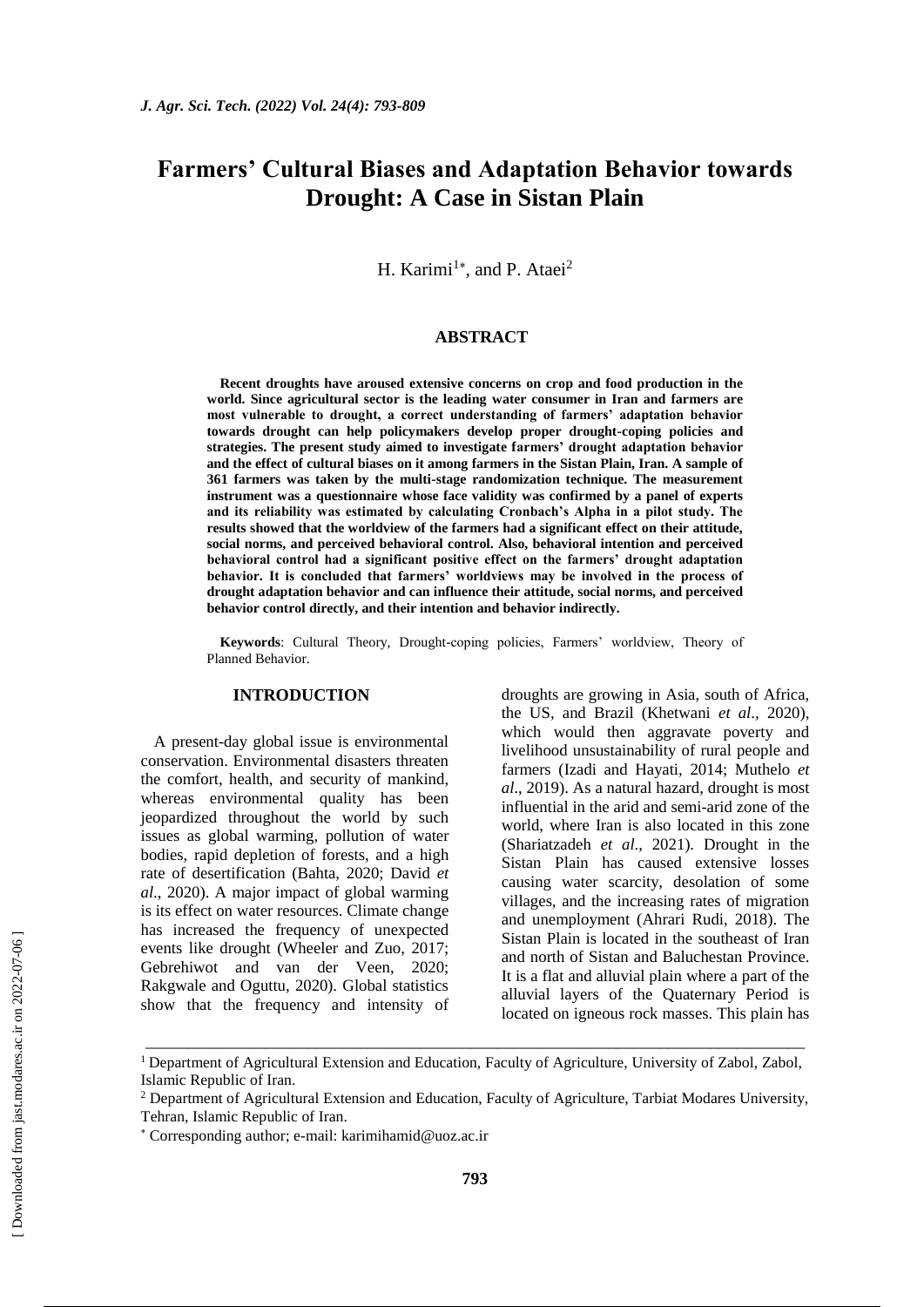# Farmers' Cultural Biases and Adaptation Behavior towards Drought: A Case in Sistan Plain

H. Karimi[1*], and P. Ataei[2]

## ABSTRACT

**Recent droughts have aroused extensive concerns on crop and food production in the world. Since agricultural sector is the leading water consumer in Iran and farmers are most vulnerable to drought, a correct understanding of farmers' adaptation behavior towards drought can help policymakers develop proper drought-coping policies and strategies. The present study aimed to investigate farmers' drought adaptation behavior and the effect of cultural biases on it among farmers in the Sistan Plain, Iran. A sample of 361 farmers was taken by the multi-stage randomization technique. The measurement instrument was a questionnaire whose face validity was confirmed by a panel of experts and its reliability was estimated by calculating Cronbach's Alpha in a pilot study. The results showed that the worldview of the farmers had a significant effect on their attitude, social norms, and perceived behavioral control. Also, behavioral intention and perceived behavioral control had a significant positive effect on the farmers' drought adaptation behavior. It is concluded that farmers' worldviews may be involved in the process of drought adaptation behavior and can influence their attitude, social norms, and perceived behavior control directly, and their intention and behavior indirectly.**

**Keywords**: Cultural Theory, Drought-coping policies, Farmers' worldview, Theory of Planned Behavior.

## INTRODUCTION

A present-day global issue is environmental conservation. Environmental disasters threaten the comfort, health, and security of mankind, whereas environmental quality has been jeopardized throughout the world by such issues as global warming, pollution of water bodies, rapid depletion of forests, and a high rate of desertification (Bahta, 2020; David *et al*., 2020). A major impact of global warming is its effect on water resources. Climate change has increased the frequency of unexpected events like drought (Wheeler and Zuo, 2017; Gebrehiwot and van der Veen, 2020; Rakgwale and Oguttu, 2020). Global statistics show that the frequency and intensity of droughts are growing in Asia, south of Africa, the US, and Brazil (Khetwani *et al*., 2020), which would then aggravate poverty and livelihood unsustainability of rural people and farmers (Izadi and Hayati, 2014; Muthelo *et al*., 2019). As a natural hazard, drought is most influential in the arid and semi-arid zone of the world, where Iran is also located in this zone (Shariatzadeh *et al*., 2021). Drought in the Sistan Plain has caused extensive losses causing water scarcity, desolation of some villages, and the increasing rates of migration and unemployment (Ahrari Rudi, 2018). The Sistan Plain is located in the southeast of Iran and north of Sistan and Baluchestan Province. It is a flat and alluvial plain where a part of the alluvial layers of the Quaternary Period is located on igneous rock masses. This plain has

---

[1] Department of Agricultural Extension and Education, Faculty of Agriculture, University of Zabol, Zabol, Islamic Republic of Iran.

[2] Department of Agricultural Extension and Education, Faculty of Agriculture, Tarbiat Modares University, Tehran, Islamic Republic of Iran.

[*] Corresponding author; e-mail: karimihamid@uoz.ac.ir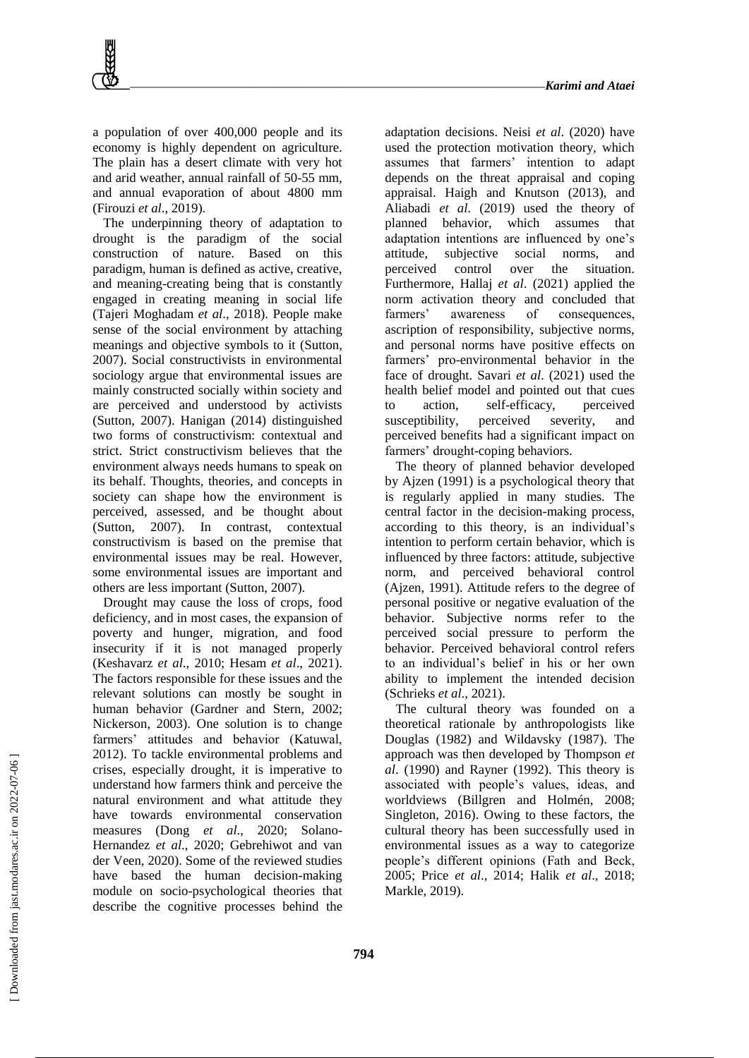a population of over 400,000 people and its economy is highly dependent on agriculture. The plain has a desert climate with very hot and arid weather, annual rainfall of 50-55 mm, and annual evaporation of about 4800 mm (Firouzi *et al*., 2019).

The underpinning theory of adaptation to drought is the paradigm of the social construction of nature. Based on this paradigm, human is defined as active, creative, and meaning-creating being that is constantly engaged in creating meaning in social life (Tajeri Moghadam *et al*., 2018). People make sense of the social environment by attaching meanings and objective symbols to it (Sutton, 2007). Social constructivists in environmental sociology argue that environmental issues are mainly constructed socially within society and are perceived and understood by activists (Sutton, 2007). Hanigan (2014) distinguished two forms of constructivism: contextual and strict. Strict constructivism believes that the environment always needs humans to speak on its behalf. Thoughts, theories, and concepts in society can shape how the environment is perceived, assessed, and be thought about (Sutton, 2007). In contrast, contextual constructivism is based on the premise that environmental issues may be real. However, some environmental issues are important and others are less important (Sutton, 2007).

Drought may cause the loss of crops, food deficiency, and in most cases, the expansion of poverty and hunger, migration, and food insecurity if it is not managed properly (Keshavarz *et al*., 2010; Hesam *et al*., 2021). The factors responsible for these issues and the relevant solutions can mostly be sought in human behavior (Gardner and Stern, 2002; Nickerson, 2003). One solution is to change farmers' attitudes and behavior (Katuwal, 2012). To tackle environmental problems and crises, especially drought, it is imperative to understand how farmers think and perceive the natural environment and what attitude they have towards environmental conservation measures (Dong *et al*., 2020; Solano-Hernandez *et al*., 2020; Gebrehiwot and van der Veen, 2020). Some of the reviewed studies have based the human decision-making module on socio-psychological theories that describe the cognitive processes behind the adaptation decisions. Neisi *et al*. (2020) have used the protection motivation theory, which assumes that farmers' intention to adapt depends on the threat appraisal and coping appraisal. Haigh and Knutson (2013), and Aliabadi *et al*. (2019) used the theory of planned behavior, which assumes that adaptation intentions are influenced by one's attitude, subjective social norms, and perceived control over the situation. Furthermore, Hallaj *et al*. (2021) applied the norm activation theory and concluded that farmers' awareness of consequences, ascription of responsibility, subjective norms, and personal norms have positive effects on farmers' pro-environmental behavior in the face of drought. Savari *et al*. (2021) used the health belief model and pointed out that cues to action, self-efficacy, perceived susceptibility, perceived severity, and perceived benefits had a significant impact on farmers' drought-coping behaviors.

The theory of planned behavior developed by Ajzen (1991) is a psychological theory that is regularly applied in many studies. The central factor in the decision-making process, according to this theory, is an individual's intention to perform certain behavior, which is influenced by three factors: attitude, subjective norm, and perceived behavioral control (Ajzen, 1991). Attitude refers to the degree of personal positive or negative evaluation of the behavior. Subjective norms refer to the perceived social pressure to perform the behavior. Perceived behavioral control refers to an individual's belief in his or her own ability to implement the intended decision (Schrieks *et al*., 2021).

The cultural theory was founded on a theoretical rationale by anthropologists like Douglas (1982) and Wildavsky (1987). The approach was then developed by Thompson *et al*. (1990) and Rayner (1992). This theory is associated with people's values, ideas, and worldviews (Billgren and Holmén, 2008; Singleton, 2016). Owing to these factors, the cultural theory has been successfully used in environmental issues as a way to categorize people's different opinions (Fath and Beck, 2005; Price *et al*., 2014; Halik *et al*., 2018; Markle, 2019).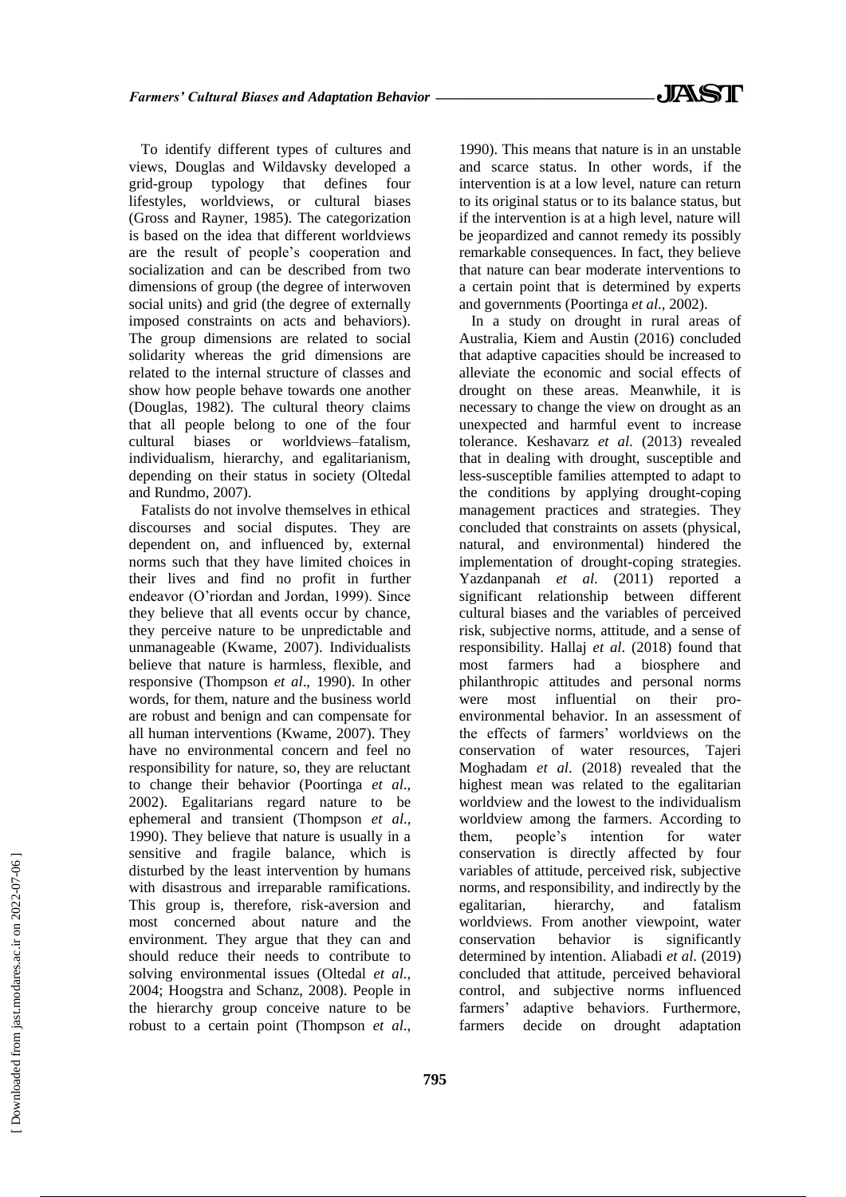To identify different types of cultures and views, Douglas and Wildavsky developed a grid-group typology that defines four lifestyles, worldviews, or cultural biases (Gross and Rayner, 1985). The categorization is based on the idea that different worldviews are the result of people's cooperation and socialization and can be described from two dimensions of group (the degree of interwoven social units) and grid (the degree of externally imposed constraints on acts and behaviors). The group dimensions are related to social solidarity whereas the grid dimensions are related to the internal structure of classes and show how people behave towards one another (Douglas, 1982). The cultural theory claims that all people belong to one of the four cultural biases or worldviews–fatalism, individualism, hierarchy, and egalitarianism, depending on their status in society (Oltedal and Rundmo, 2007).

Fatalists do not involve themselves in ethical discourses and social disputes. They are dependent on, and influenced by, external norms such that they have limited choices in their lives and find no profit in further endeavor (O'riordan and Jordan, 1999). Since they believe that all events occur by chance, they perceive nature to be unpredictable and unmanageable (Kwame, 2007). Individualists believe that nature is harmless, flexible, and responsive (Thompson *et al*., 1990). In other words, for them, nature and the business world are robust and benign and can compensate for all human interventions (Kwame, 2007). They have no environmental concern and feel no responsibility for nature, so, they are reluctant to change their behavior (Poortinga *et al*., 2002). Egalitarians regard nature to be ephemeral and transient (Thompson *et al*., 1990). They believe that nature is usually in a sensitive and fragile balance, which is disturbed by the least intervention by humans with disastrous and irreparable ramifications. This group is, therefore, risk-aversion and most concerned about nature and the environment. They argue that they can and should reduce their needs to contribute to solving environmental issues (Oltedal *et al*., 2004; Hoogstra and Schanz, 2008). People in the hierarchy group conceive nature to be robust to a certain point (Thompson *et al*., 1990). This means that nature is in an unstable and scarce status. In other words, if the intervention is at a low level, nature can return to its original status or to its balance status, but if the intervention is at a high level, nature will be jeopardized and cannot remedy its possibly remarkable consequences. In fact, they believe that nature can bear moderate interventions to a certain point that is determined by experts and governments (Poortinga *et al*., 2002).

In a study on drought in rural areas of Australia, Kiem and Austin (2016) concluded that adaptive capacities should be increased to alleviate the economic and social effects of drought on these areas. Meanwhile, it is necessary to change the view on drought as an unexpected and harmful event to increase tolerance. Keshavarz *et al.* (2013) revealed that in dealing with drought, susceptible and less-susceptible families attempted to adapt to the conditions by applying drought-coping management practices and strategies. They concluded that constraints on assets (physical, natural, and environmental) hindered the implementation of drought-coping strategies. Yazdanpanah *et al.* (2011) reported a significant relationship between different cultural biases and the variables of perceived risk, subjective norms, attitude, and a sense of responsibility. Hallaj *et al*. (2018) found that most farmers had a biosphere and philanthropic attitudes and personal norms were most influential on their pro-environmental behavior. In an assessment of the effects of farmers' worldviews on the conservation of water resources, Tajeri Moghadam *et al*. (2018) revealed that the highest mean was related to the egalitarian worldview and the lowest to the individualism worldview among the farmers. According to them, people's intention for water conservation is directly affected by four variables of attitude, perceived risk, subjective norms, and responsibility, and indirectly by the egalitarian, hierarchy, and fatalism worldviews. From another viewpoint, water conservation behavior is significantly determined by intention. Aliabadi *et al*. (2019) concluded that attitude, perceived behavioral control, and subjective norms influenced farmers' adaptive behaviors. Furthermore, farmers decide on drought adaptation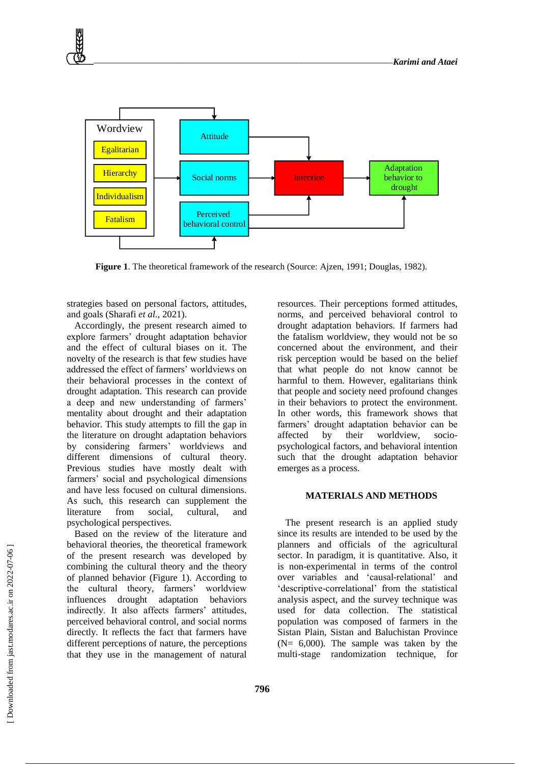Figure 1. The theoretical framework of the research (Source: Ajzen, 1991; Douglas, 1982).

strategies based on personal factors, attitudes, and goals (Sharafi *et al*., 2021).

Accordingly, the present research aimed to explore farmers' drought adaptation behavior and the effect of cultural biases on it. The novelty of the research is that few studies have addressed the effect of farmers' worldviews on their behavioral processes in the context of drought adaptation. This research can provide a deep and new understanding of farmers' mentality about drought and their adaptation behavior. This study attempts to fill the gap in the literature on drought adaptation behaviors by considering farmers' worldviews and different dimensions of cultural theory. Previous studies have mostly dealt with farmers' social and psychological dimensions and have less focused on cultural dimensions. As such, this research can supplement the literature from social, cultural, and psychological perspectives.

Based on the review of the literature and behavioral theories, the theoretical framework of the present research was developed by combining the cultural theory and the theory of planned behavior (Figure 1). According to the cultural theory, farmers' worldview influences drought adaptation behaviors indirectly. It also affects farmers' attitudes, perceived behavioral control, and social norms directly. It reflects the fact that farmers have different perceptions of nature, the perceptions that they use in the management of natural resources. Their perceptions formed attitudes, norms, and perceived behavioral control to drought adaptation behaviors. If farmers had the fatalism worldview, they would not be so concerned about the environment, and their risk perception would be based on the belief that what people do not know cannot be harmful to them. However, egalitarians think that people and society need profound changes in their behaviors to protect the environment. In other words, this framework shows that farmers' drought adaptation behavior can be affected by their worldview, socio-psychological factors, and behavioral intention such that the drought adaptation behavior emerges as a process.

## MATERIALS AND METHODS

The present research is an applied study since its results are intended to be used by the planners and officials of the agricultural sector. In paradigm, it is quantitative. Also, it is non-experimental in terms of the control over variables and 'causal-relational' and 'descriptive-correlational' from the statistical analysis aspect, and the survey technique was used for data collection. The statistical population was composed of farmers in the Sistan Plain, Sistan and Baluchistan Province (N= 6,000). The sample was taken by the multi-stage randomization technique, for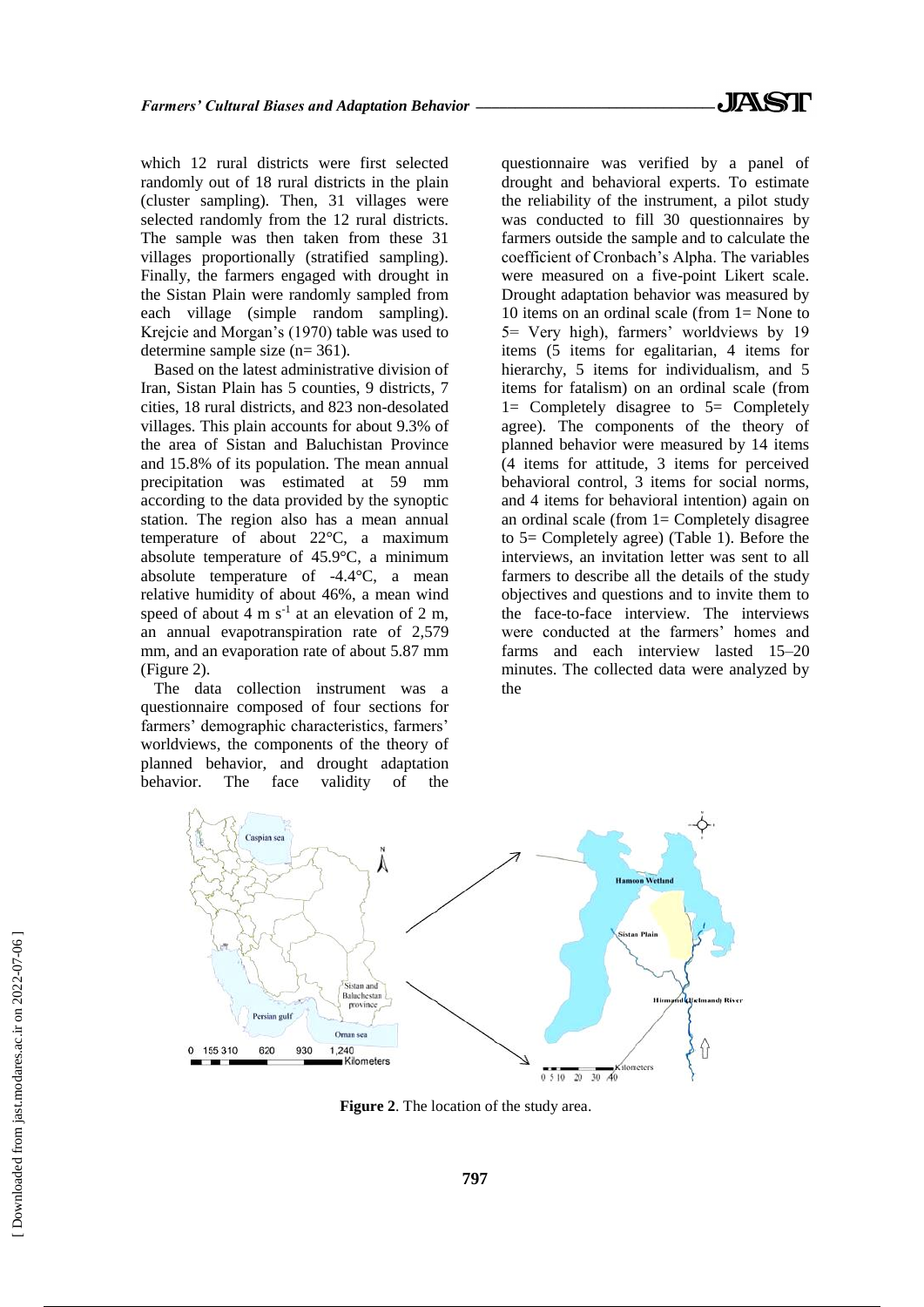which 12 rural districts were first selected randomly out of 18 rural districts in the plain (cluster sampling). Then, 31 villages were selected randomly from the 12 rural districts. The sample was then taken from these 31 villages proportionally (stratified sampling). Finally, the farmers engaged with drought in the Sistan Plain were randomly sampled from each village (simple random sampling). Krejcie and Morgan's (1970) table was used to determine sample size (n= 361).

Based on the latest administrative division of Iran, Sistan Plain has 5 counties, 9 districts, 7 cities, 18 rural districts, and 823 non-desolated villages. This plain accounts for about 9.3% of the area of Sistan and Baluchistan Province and 15.8% of its population. The mean annual precipitation was estimated at 59 mm according to the data provided by the synoptic station. The region also has a mean annual temperature of about 22°C, a maximum absolute temperature of 45.9°C, a minimum absolute temperature of -4.4°C, a mean relative humidity of about 46%, a mean wind speed of about 4 m $s^{-1}$ at an elevation of 2 m, an annual evapotranspiration rate of 2,579 mm, and an evaporation rate of about 5.87 mm (Figure 2).

The data collection instrument was a questionnaire composed of four sections for farmers' demographic characteristics, farmers' worldviews, the components of the theory of planned behavior, and drought adaptation behavior. The face validity of the questionnaire was verified by a panel of drought and behavioral experts. To estimate the reliability of the instrument, a pilot study was conducted to fill 30 questionnaires by farmers outside the sample and to calculate the coefficient of Cronbach's Alpha. The variables were measured on a five-point Likert scale. Drought adaptation behavior was measured by 10 items on an ordinal scale (from 1= None to 5= Very high), farmers' worldviews by 19 items (5 items for egalitarian, 4 items for hierarchy, 5 items for individualism, and 5 items for fatalism) on an ordinal scale (from 1= Completely disagree to 5= Completely agree). The components of the theory of planned behavior were measured by 14 items (4 items for attitude, 3 items for perceived behavioral control, 3 items for social norms, and 4 items for behavioral intention) again on an ordinal scale (from 1= Completely disagree to 5= Completely agree) (Table 1). Before the interviews, an invitation letter was sent to all farmers to describe all the details of the study objectives and questions and to invite them to the face-to-face interview. The interviews were conducted at the farmers' homes and farms and each interview lasted 15–20 minutes. The collected data were analyzed by the

**Figure 2**. The location of the study area.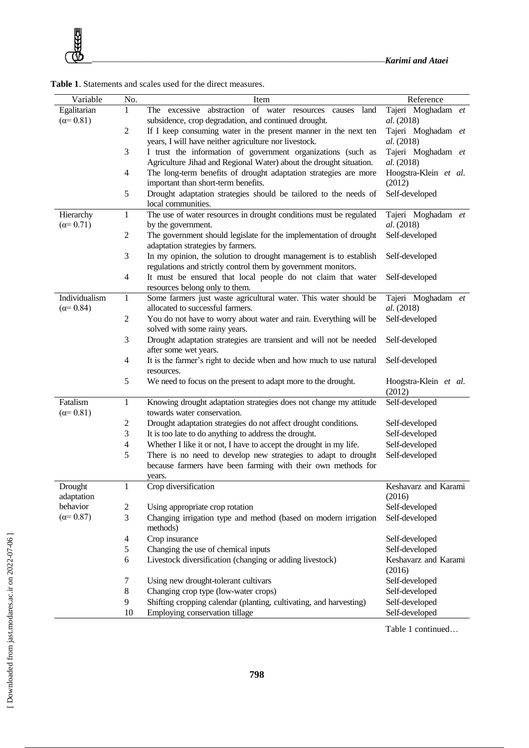**Table 1**. Statements and scales used for the direct measures.

| Variable | No. | Item | Reference |
|---|---|---|---|
| Egalitarian ($\alpha$= 0.81) | 1 | The excessive abstraction of water resources causes land subsidence, crop degradation, and continued drought. | Tajeri Moghadam *et al*. (2018) |
| | 2 | If I keep consuming water in the present manner in the next ten years, I will have neither agriculture nor livestock. | Tajeri Moghadam *et al*. (2018) |
| | 3 | I trust the information of government organizations (such as Agriculture Jihad and Regional Water) about the drought situation. | Tajeri Moghadam *et al*. (2018) |
| | 4 | The long-term benefits of drought adaptation strategies are more important than short-term benefits. | Hoogstra-Klein *et al*. (2012) |
| | 5 | Drought adaptation strategies should be tailored to the needs of local communities. | Self-developed |
| Hierarchy ($\alpha$= 0.71) | 1 | The use of water resources in drought conditions must be regulated by the government. | Tajeri Moghadam *et al*. (2018) |
| | 2 | The government should legislate for the implementation of drought adaptation strategies by farmers. | Self-developed |
| | 3 | In my opinion, the solution to drought management is to establish regulations and strictly control them by government monitors. | Self-developed |
| | 4 | It must be ensured that local people do not claim that water resources belong only to them. | Self-developed |
| Individualism ($\alpha$= 0.84) | 1 | Some farmers just waste agricultural water. This water should be allocated to successful farmers. | Tajeri Moghadam *et al*. (2018) |
| | 2 | You do not have to worry about water and rain. Everything will be solved with some rainy years. | Self-developed |
| | 3 | Drought adaptation strategies are transient and will not be needed after some wet years. | Self-developed |
| | 4 | It is the farmer's right to decide when and how much to use natural resources. | Self-developed |
| | 5 | We need to focus on the present to adapt more to the drought. | Hoogstra-Klein *et al*. (2012) |
| Fatalism ($\alpha$= 0.81) | 1 | Knowing drought adaptation strategies does not change my attitude towards water conservation. | Self-developed |
| | 2 | Drought adaptation strategies do not affect drought conditions. | Self-developed |
| | 3 | It is too late to do anything to address the drought. | Self-developed |
| | 4 | Whether I like it or not, I have to accept the drought in my life. | Self-developed |
| | 5 | There is no need to develop new strategies to adapt to drought because farmers have been farming with their own methods for years. | Self-developed |
| Drought adaptation behavior ($\alpha$= 0.87) | 1 | Crop diversification | Keshavarz and Karami (2016) |
| | 2 | Using appropriate crop rotation | Self-developed |
| | 3 | Changing irrigation type and method (based on modern irrigation methods) | Self-developed |
| | 4 | Crop insurance | Self-developed |
| | 5 | Changing the use of chemical inputs | Self-developed |
| | 6 | Livestock diversification (changing or adding livestock) | Keshavarz and Karami (2016) |
| | 7 | Using new drought-tolerant cultivars | Self-developed |
| | 8 | Changing crop type (low-water crops) | Self-developed |
| | 9 | Shifting cropping calendar (planting, cultivating, and harvesting) | Self-developed |
| | 10 | Employing conservation tillage | Self-developed |

Table 1 continued…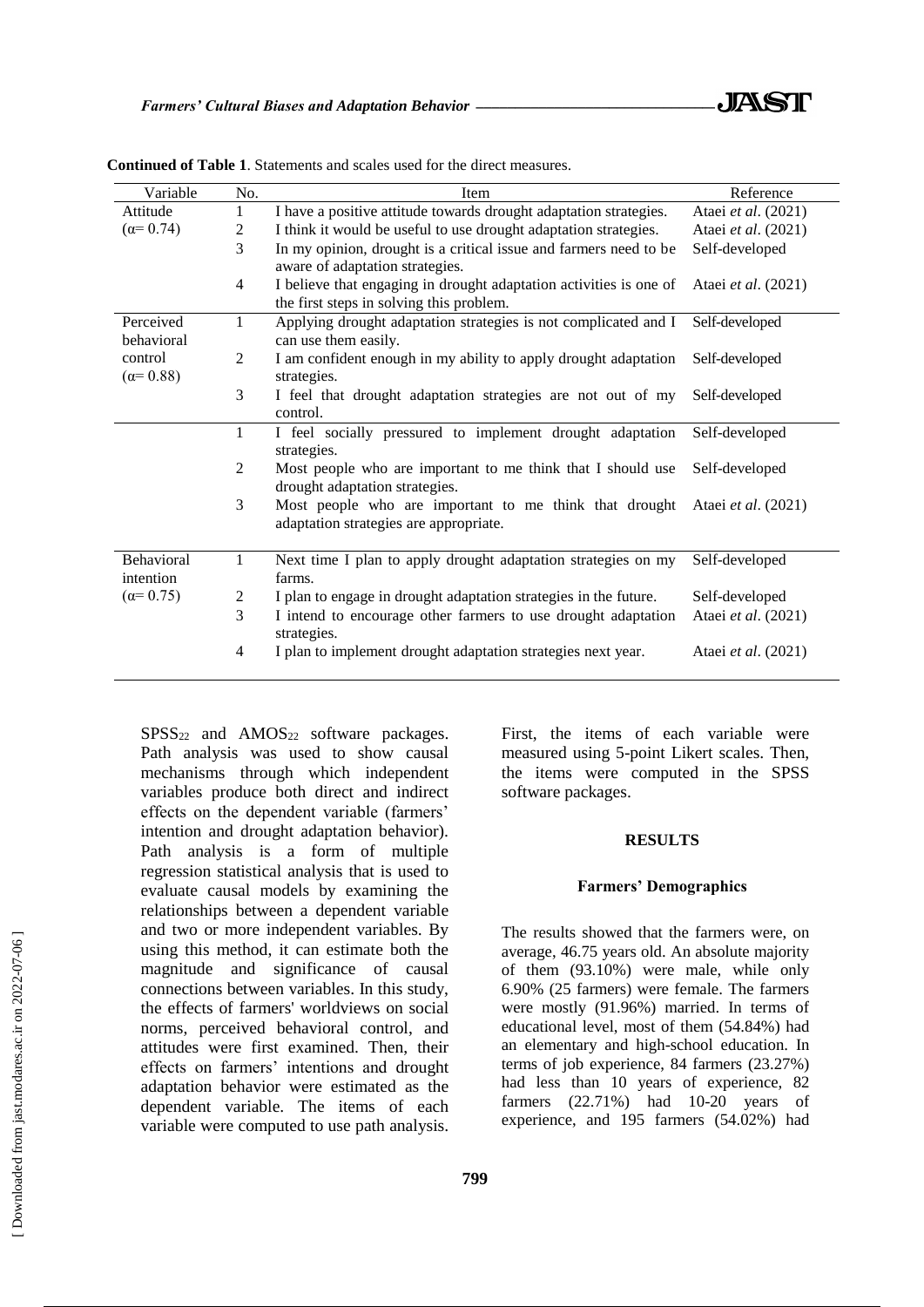**Continued of Table 1**. Statements and scales used for the direct measures.

| Variable | No. | Item | Reference |
|---|---|---|---|
| Attitude (α= 0.74) | 1 | I have a positive attitude towards drought adaptation strategies. | Ataei *et al*. (2021) |
| | 2 | I think it would be useful to use drought adaptation strategies. | Ataei *et al*. (2021) |
| | 3 | In my opinion, drought is a critical issue and farmers need to be aware of adaptation strategies. | Self-developed |
| | 4 | I believe that engaging in drought adaptation activities is one of the first steps in solving this problem. | Ataei *et al*. (2021) |
| Perceived behavioral control (α= 0.88) | 1 | Applying drought adaptation strategies is not complicated and I can use them easily. | Self-developed |
| | 2 | I am confident enough in my ability to apply drought adaptation strategies. | Self-developed |
| | 3 | I feel that drought adaptation strategies are not out of my control. | Self-developed |
| | 1 | I feel socially pressured to implement drought adaptation strategies. | Self-developed |
| | 2 | Most people who are important to me think that I should use drought adaptation strategies. | Self-developed |
| | 3 | Most people who are important to me think that drought adaptation strategies are appropriate. | Ataei *et al*. (2021) |
| Behavioral intention (α= 0.75) | 1 | Next time I plan to apply drought adaptation strategies on my farms. | Self-developed |
| | 2 | I plan to engage in drought adaptation strategies in the future. | Self-developed |
| | 3 | I intend to encourage other farmers to use drought adaptation strategies. | Ataei *et al*. (2021) |
| | 4 | I plan to implement drought adaptation strategies next year. | Ataei *et al*. (2021) |

$SPSS_{22}$ and $AMOS_{22}$ software packages. Path analysis was used to show causal mechanisms through which independent variables produce both direct and indirect effects on the dependent variable (farmers' intention and drought adaptation behavior). Path analysis is a form of multiple regression statistical analysis that is used to evaluate causal models by examining the relationships between a dependent variable and two or more independent variables. By using this method, it can estimate both the magnitude and significance of causal connections between variables. In this study, the effects of farmers' worldviews on social norms, perceived behavioral control, and attitudes were first examined. Then, their effects on farmers' intentions and drought adaptation behavior were estimated as the dependent variable. The items of each variable were computed to use path analysis. First, the items of each variable were measured using 5-point Likert scales. Then, the items were computed in the SPSS software packages.

## RESULTS

### Farmers' Demographics

The results showed that the farmers were, on average, 46.75 years old. An absolute majority of them (93.10%) were male, while only 6.90% (25 farmers) were female. The farmers were mostly (91.96%) married. In terms of educational level, most of them (54.84%) had an elementary and high-school education. In terms of job experience, 84 farmers (23.27%) had less than 10 years of experience, 82 farmers (22.71%) had 10-20 years of experience, and 195 farmers (54.02%) had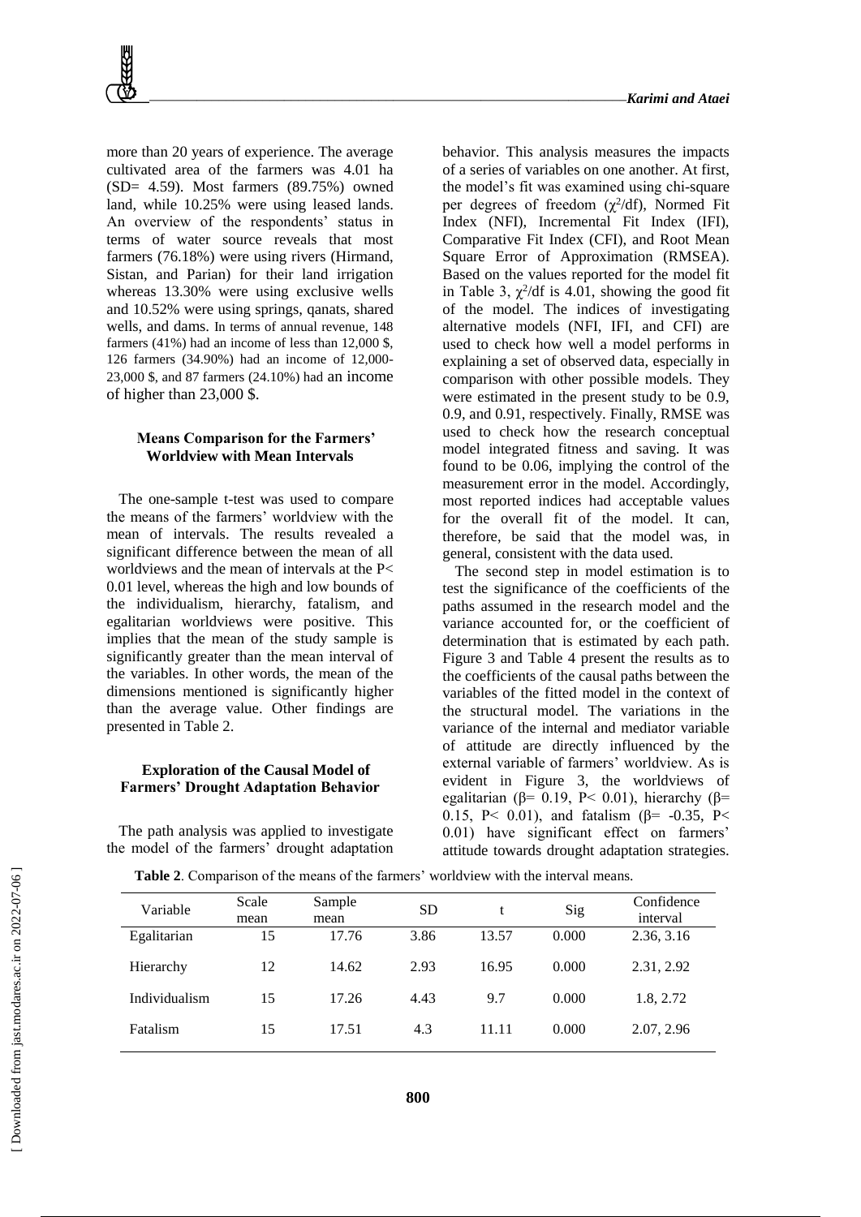more than 20 years of experience. The average cultivated area of the farmers was 4.01 ha (SD= 4.59). Most farmers (89.75%) owned land, while 10.25% were using leased lands. An overview of the respondents' status in terms of water source reveals that most farmers (76.18%) were using rivers (Hirmand, Sistan, and Parian) for their land irrigation whereas 13.30% were using exclusive wells and 10.52% were using springs, qanats, shared wells, and dams. In terms of annual revenue, 148 farmers (41%) had an income of less than 12,000 $, 126 farmers (34.90%) had an income of 12,000-23,000 $, and 87 farmers (24.10%) had an income of higher than 23,000 $.

### Means Comparison for the Farmers' Worldview with Mean Intervals

The one-sample t-test was used to compare the means of the farmers' worldview with the mean of intervals. The results revealed a significant difference between the mean of all worldviews and the mean of intervals at the $P < 0.01$ level, whereas the high and low bounds of the individualism, hierarchy, fatalism, and egalitarian worldviews were positive. This implies that the mean of the study sample is significantly greater than the mean interval of the variables. In other words, the mean of the dimensions mentioned is significantly higher than the average value. Other findings are presented in Table 2.

### Exploration of the Causal Model of Farmers' Drought Adaptation Behavior

The path analysis was applied to investigate the model of the farmers' drought adaptation behavior. This analysis measures the impacts of a series of variables on one another. At first, the model's fit was examined using chi-square per degrees of freedom ($\chi^2$/df), Normed Fit Index (NFI), Incremental Fit Index (IFI), Comparative Fit Index (CFI), and Root Mean Square Error of Approximation (RMSEA). Based on the values reported for the model fit in Table 3, $\chi^2$/df is 4.01, showing the good fit of the model. The indices of investigating alternative models (NFI, IFI, and CFI) are used to check how well a model performs in explaining a set of observed data, especially in comparison with other possible models. They were estimated in the present study to be 0.9, 0.9, and 0.91, respectively. Finally, RMSE was used to check how the research conceptual model integrated fitness and saving. It was found to be 0.06, implying the control of the measurement error in the model. Accordingly, most reported indices had acceptable values for the overall fit of the model. It can, therefore, be said that the model was, in general, consistent with the data used.

The second step in model estimation is to test the significance of the coefficients of the paths assumed in the research model and the variance accounted for, or the coefficient of determination that is estimated by each path. Figure 3 and Table 4 present the results as to the coefficients of the causal paths between the variables of the fitted model in the context of the structural model. The variations in the variance of the internal and mediator variable of attitude are directly influenced by the external variable of farmers' worldview. As is evident in Figure 3, the worldviews of egalitarian ($\beta$= 0.19, $P < 0.01$), hierarchy ($\beta$= 0.15, $P < 0.01$), and fatalism ($\beta$= -0.35, $P < 0.01$) have significant effect on farmers' attitude towards drought adaptation strategies.

**Table 2**. Comparison of the means of the farmers' worldview with the interval means.

| Variable | Scale mean | Sample mean | SD | t | Sig | Confidence interval |
|---|---|---|---|---|---|---|
| Egalitarian | 15 | 17.76 | 3.86 | 13.57 | 0.000 | 2.36, 3.16 |
| Hierarchy | 12 | 14.62 | 2.93 | 16.95 | 0.000 | 2.31, 2.92 |
| Individualism | 15 | 17.26 | 4.43 | 9.7 | 0.000 | 1.8, 2.72 |
| Fatalism | 15 | 17.51 | 4.3 | 11.11 | 0.000 | 2.07, 2.96 |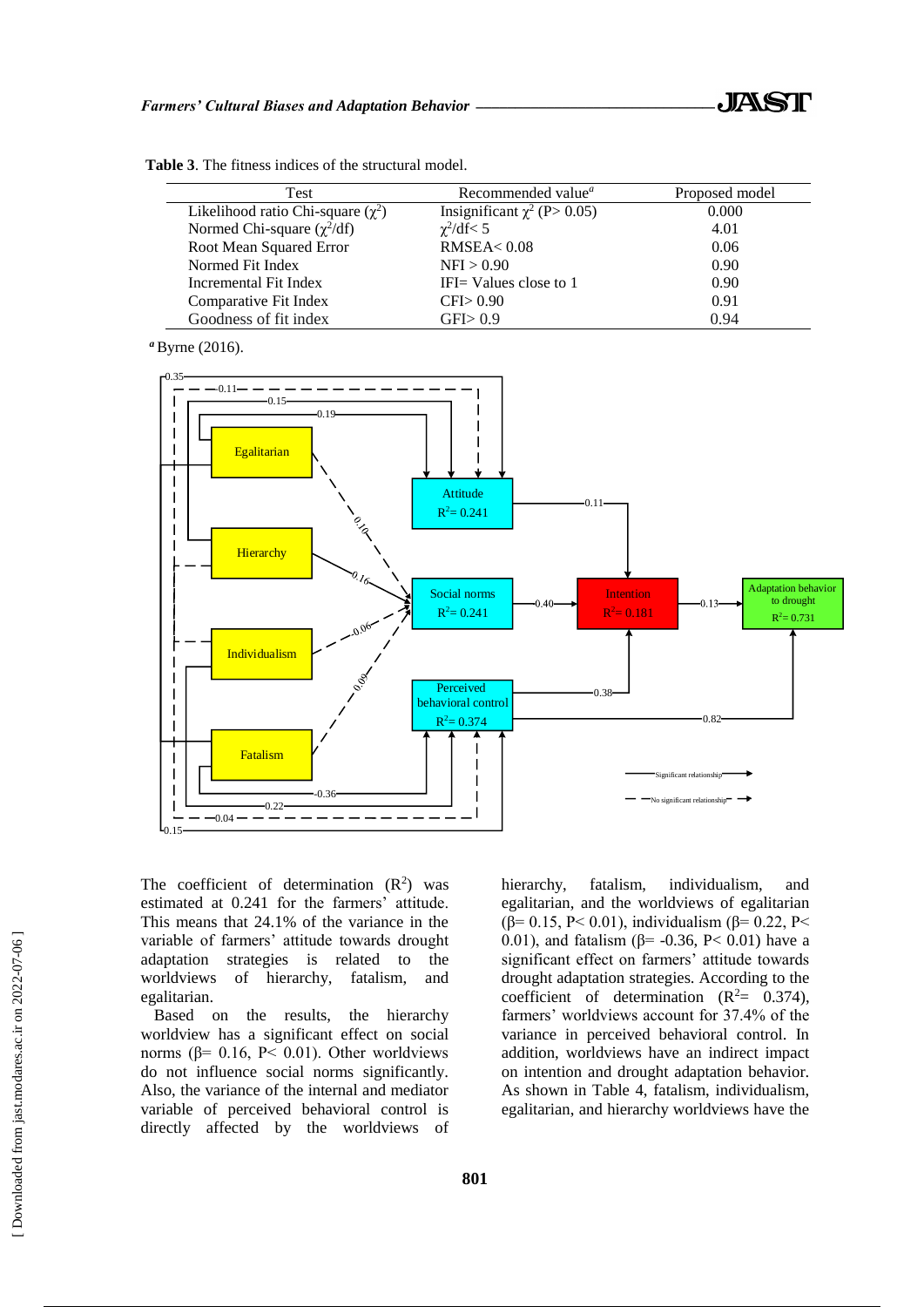**Table 3**. The fitness indices of the structural model.

| Test | Recommended value[a] | Proposed model |
|---|---|---|
| Likelihood ratio Chi-square ($\chi^2$) | Insignificant $\chi^2$ (P> 0.05) | 0.000 |
| Normed Chi-square ($\chi^2$/df) | $\chi^2$/df< 5 | 4.01 |
| Root Mean Squared Error | RMSEA< 0.08 | 0.06 |
| Normed Fit Index | NFI > 0.90 | 0.90 |
| Incremental Fit Index | IFI= Values close to 1 | 0.90 |
| Comparative Fit Index | CFI> 0.90 | 0.91 |
| Goodness of fit index | GFI> 0.9 | 0.94 |

[a] Byrne (2016).

The coefficient of determination ($R^2$) was estimated at 0.241 for the farmers' attitude. This means that 24.1% of the variance in the variable of farmers' attitude towards drought adaptation strategies is related to the worldviews of hierarchy, fatalism, and egalitarian.

Based on the results, the hierarchy worldview has a significant effect on social norms (β= 0.16, P< 0.01). Other worldviews do not influence social norms significantly. Also, the variance of the internal and mediator variable of perceived behavioral control is directly affected by the worldviews of hierarchy, fatalism, individualism, and egalitarian, and the worldviews of egalitarian (β= 0.15, P< 0.01), individualism (β= 0.22, P< 0.01), and fatalism (β= -0.36, P< 0.01) have a significant effect on farmers' attitude towards drought adaptation strategies. According to the coefficient of determination ($R^2$= 0.374), farmers' worldviews account for 37.4% of the variance in perceived behavioral control. In addition, worldviews have an indirect impact on intention and drought adaptation behavior. As shown in Table 4, fatalism, individualism, egalitarian, and hierarchy worldviews have the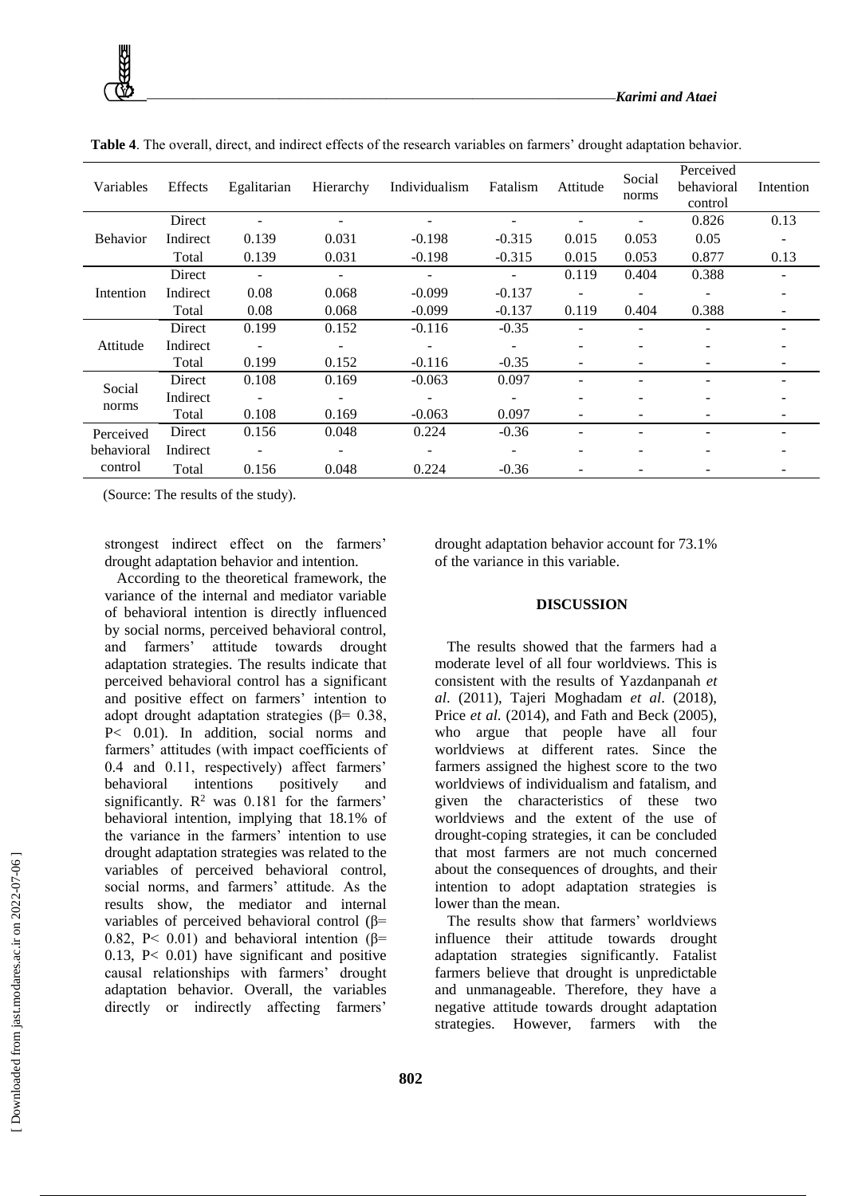**Table 4**. The overall, direct, and indirect effects of the research variables on farmers' drought adaptation behavior.

| Variables | Effects | Egalitarian | Hierarchy | Individualism | Fatalism | Attitude | Social norms | Perceived behavioral control | Intention |
|---|---|---|---|---|---|---|---|---|---|
| Behavior | Direct | - | - | - | - | - | - | 0.826 | 0.13 |
| | Indirect | 0.139 | 0.031 | -0.198 | -0.315 | 0.015 | 0.053 | 0.05 | - |
| | Total | 0.139 | 0.031 | -0.198 | -0.315 | 0.015 | 0.053 | 0.877 | 0.13 |
| Intention | Direct | - | - | - | - | 0.119 | 0.404 | 0.388 | - |
| | Indirect | 0.08 | 0.068 | -0.099 | -0.137 | - | - | - | - |
| | Total | 0.08 | 0.068 | -0.099 | -0.137 | 0.119 | 0.404 | 0.388 | - |
| Attitude | Direct | 0.199 | 0.152 | -0.116 | -0.35 | - | - | - | - |
| | Indirect | - | - | - | - | - | - | - | - |
| | Total | 0.199 | 0.152 | -0.116 | -0.35 | - | - | - | - |
| Social norms | Direct | 0.108 | 0.169 | -0.063 | 0.097 | - | - | - | - |
| | Indirect | - | - | - | - | - | - | - | - |
| | Total | 0.108 | 0.169 | -0.063 | 0.097 | - | - | - | - |
| Perceived behavioral control | Direct | 0.156 | 0.048 | 0.224 | -0.36 | - | - | - | - |
| | Indirect | - | - | - | - | - | - | - | - |
| | Total | 0.156 | 0.048 | 0.224 | -0.36 | - | - | - | - |

(Source: The results of the study).

strongest indirect effect on the farmers' drought adaptation behavior and intention.

According to the theoretical framework, the variance of the internal and mediator variable of behavioral intention is directly influenced by social norms, perceived behavioral control, and farmers' attitude towards drought adaptation strategies. The results indicate that perceived behavioral control has a significant and positive effect on farmers' intention to adopt drought adaptation strategies ($\beta= 0.38$, $P< 0.01$). In addition, social norms and farmers' attitudes (with impact coefficients of 0.4 and 0.11, respectively) affect farmers' behavioral intentions positively and significantly. $R^2$ was 0.181 for the farmers' behavioral intention, implying that 18.1% of the variance in the farmers' intention to use drought adaptation strategies was related to the variables of perceived behavioral control, social norms, and farmers' attitude. As the results show, the mediator and internal variables of perceived behavioral control ($\beta= 0.82$, $P< 0.01$) and behavioral intention ($\beta= 0.13$, $P< 0.01$) have significant and positive causal relationships with farmers' drought adaptation behavior. Overall, the variables directly or indirectly affecting farmers' drought adaptation behavior account for 73.1% of the variance in this variable.

## DISCUSSION

The results showed that the farmers had a moderate level of all four worldviews. This is consistent with the results of Yazdanpanah *et al*. (2011), Tajeri Moghadam *et al*. (2018), Price *et al*. (2014), and Fath and Beck (2005), who argue that people have all four worldviews at different rates. Since the farmers assigned the highest score to the two worldviews of individualism and fatalism, and given the characteristics of these two worldviews and the extent of the use of drought-coping strategies, it can be concluded that most farmers are not much concerned about the consequences of droughts, and their intention to adopt adaptation strategies is lower than the mean.

The results show that farmers' worldviews influence their attitude towards drought adaptation strategies significantly. Fatalist farmers believe that drought is unpredictable and unmanageable. Therefore, they have a negative attitude towards drought adaptation strategies. However, farmers with the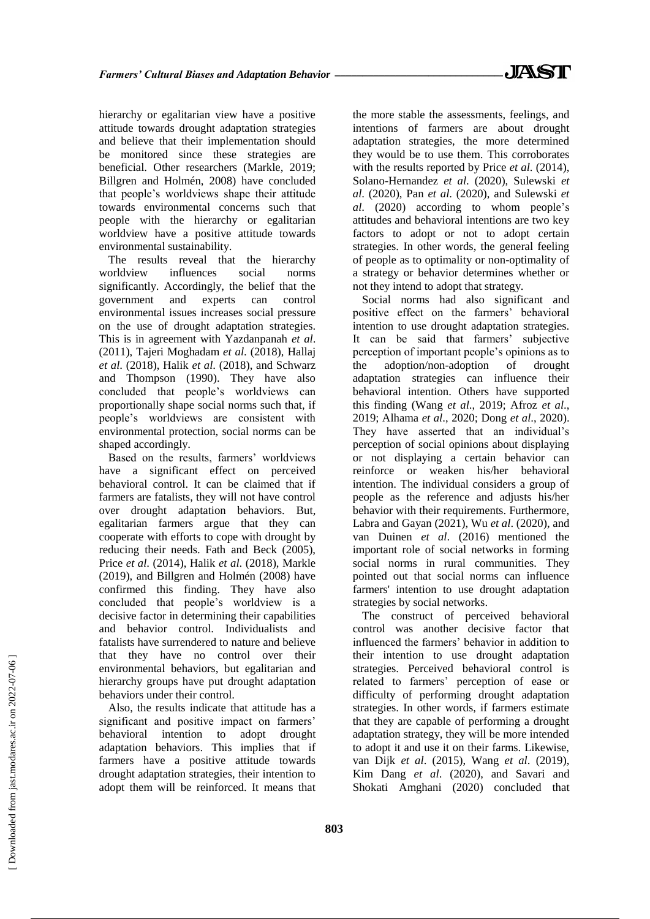hierarchy or egalitarian view have a positive attitude towards drought adaptation strategies and believe that their implementation should be monitored since these strategies are beneficial. Other researchers (Markle, 2019; Billgren and Holmén, 2008) have concluded that people's worldviews shape their attitude towards environmental concerns such that people with the hierarchy or egalitarian worldview have a positive attitude towards environmental sustainability.

The results reveal that the hierarchy worldview influences social norms significantly. Accordingly, the belief that the government and experts can control environmental issues increases social pressure on the use of drought adaptation strategies. This is in agreement with Yazdanpanah *et al*. (2011), Tajeri Moghadam *et al.* (2018), Hallaj *et al*. (2018), Halik *et al.* (2018), and Schwarz and Thompson (1990). They have also concluded that people's worldviews can proportionally shape social norms such that, if people's worldviews are consistent with environmental protection, social norms can be shaped accordingly.

Based on the results, farmers' worldviews have a significant effect on perceived behavioral control. It can be claimed that if farmers are fatalists, they will not have control over drought adaptation behaviors. But, egalitarian farmers argue that they can cooperate with efforts to cope with drought by reducing their needs. Fath and Beck (2005), Price *et al.* (2014), Halik *et al*. (2018), Markle (2019), and Billgren and Holmén (2008) have confirmed this finding. They have also concluded that people's worldview is a decisive factor in determining their capabilities and behavior control. Individualists and fatalists have surrendered to nature and believe that they have no control over their environmental behaviors, but egalitarian and hierarchy groups have put drought adaptation behaviors under their control.

Also, the results indicate that attitude has a significant and positive impact on farmers' behavioral intention to adopt drought adaptation behaviors. This implies that if farmers have a positive attitude towards drought adaptation strategies, their intention to adopt them will be reinforced. It means that the more stable the assessments, feelings, and intentions of farmers are about drought adaptation strategies, the more determined they would be to use them. This corroborates with the results reported by Price *et al.* (2014), Solano-Hernandez *et al.* (2020), Sulewski *et al.* (2020), Pan *et al.* (2020), and Sulewski *et al.* (2020) according to whom people's attitudes and behavioral intentions are two key factors to adopt or not to adopt certain strategies. In other words, the general feeling of people as to optimality or non-optimality of a strategy or behavior determines whether or not they intend to adopt that strategy.

Social norms had also significant and positive effect on the farmers' behavioral intention to use drought adaptation strategies. It can be said that farmers' subjective perception of important people's opinions as to the adoption/non-adoption of drought adaptation strategies can influence their behavioral intention. Others have supported this finding (Wang *et al*., 2019; Afroz *et al*., 2019; Alhama *et al*., 2020; Dong *et al*., 2020). They have asserted that an individual's perception of social opinions about displaying or not displaying a certain behavior can reinforce or weaken his/her behavioral intention. The individual considers a group of people as the reference and adjusts his/her behavior with their requirements. Furthermore, Labra and Gayan (2021), Wu *et al*. (2020), and van Duinen *et al*. (2016) mentioned the important role of social networks in forming social norms in rural communities. They pointed out that social norms can influence farmers' intention to use drought adaptation strategies by social networks.

The construct of perceived behavioral control was another decisive factor that influenced the farmers' behavior in addition to their intention to use drought adaptation strategies. Perceived behavioral control is related to farmers' perception of ease or difficulty of performing drought adaptation strategies. In other words, if farmers estimate that they are capable of performing a drought adaptation strategy, they will be more intended to adopt it and use it on their farms. Likewise, van Dijk *et al*. (2015), Wang *et al*. (2019), Kim Dang *et al*. (2020), and Savari and Shokati Amghani (2020) concluded that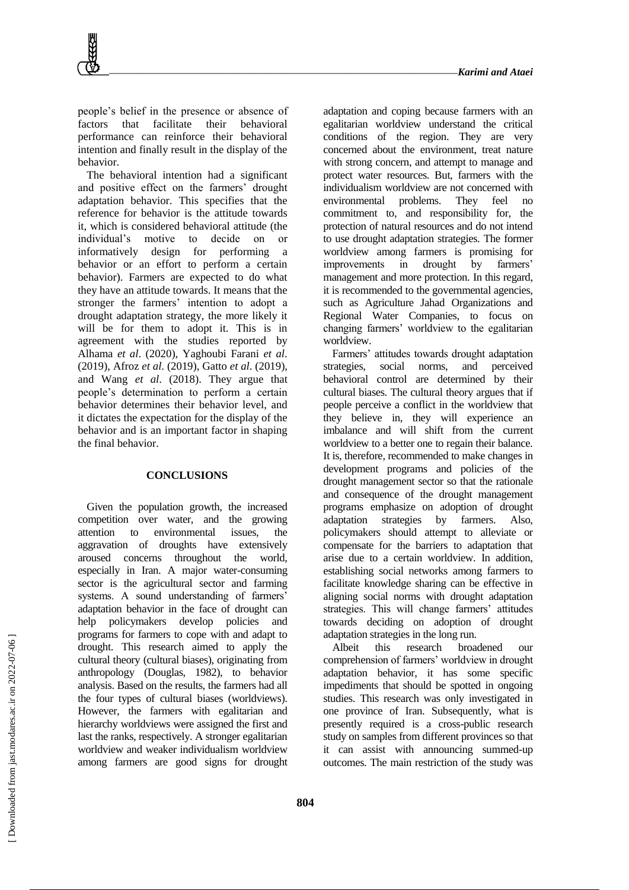people's belief in the presence or absence of factors that facilitate their behavioral performance can reinforce their behavioral intention and finally result in the display of the behavior.

The behavioral intention had a significant and positive effect on the farmers' drought adaptation behavior. This specifies that the reference for behavior is the attitude towards it, which is considered behavioral attitude (the individual's motive to decide on or informatively design for performing a behavior or an effort to perform a certain behavior). Farmers are expected to do what they have an attitude towards. It means that the stronger the farmers' intention to adopt a drought adaptation strategy, the more likely it will be for them to adopt it. This is in agreement with the studies reported by Alhama *et al*. (2020), Yaghoubi Farani *et al*. (2019), Afroz *et al*. (2019), Gatto *et al*. (2019), and Wang *et al*. (2018). They argue that people's determination to perform a certain behavior determines their behavior level, and it dictates the expectation for the display of the behavior and is an important factor in shaping the final behavior.

## CONCLUSIONS

Given the population growth, the increased competition over water, and the growing attention to environmental issues, the aggravation of droughts have extensively aroused concerns throughout the world, especially in Iran. A major water-consuming sector is the agricultural sector and farming systems. A sound understanding of farmers' adaptation behavior in the face of drought can help policymakers develop policies and programs for farmers to cope with and adapt to drought. This research aimed to apply the cultural theory (cultural biases), originating from anthropology (Douglas, 1982), to behavior analysis. Based on the results, the farmers had all the four types of cultural biases (worldviews). However, the farmers with egalitarian and hierarchy worldviews were assigned the first and last the ranks, respectively. A stronger egalitarian worldview and weaker individualism worldview among farmers are good signs for drought adaptation and coping because farmers with an egalitarian worldview understand the critical conditions of the region. They are very concerned about the environment, treat nature with strong concern, and attempt to manage and protect water resources. But, farmers with the individualism worldview are not concerned with environmental problems. They feel no commitment to, and responsibility for, the protection of natural resources and do not intend to use drought adaptation strategies. The former worldview among farmers is promising for improvements in drought by farmers' management and more protection. In this regard, it is recommended to the governmental agencies, such as Agriculture Jahad Organizations and Regional Water Companies, to focus on changing farmers' worldview to the egalitarian worldview.

Farmers' attitudes towards drought adaptation strategies, social norms, and perceived behavioral control are determined by their cultural biases. The cultural theory argues that if people perceive a conflict in the worldview that they believe in, they will experience an imbalance and will shift from the current worldview to a better one to regain their balance. It is, therefore, recommended to make changes in development programs and policies of the drought management sector so that the rationale and consequence of the drought management programs emphasize on adoption of drought adaptation strategies by farmers. Also, policymakers should attempt to alleviate or compensate for the barriers to adaptation that arise due to a certain worldview. In addition, establishing social networks among farmers to facilitate knowledge sharing can be effective in aligning social norms with drought adaptation strategies. This will change farmers' attitudes towards deciding on adoption of drought adaptation strategies in the long run.

Albeit this research broadened our comprehension of farmers' worldview in drought adaptation behavior, it has some specific impediments that should be spotted in ongoing studies. This research was only investigated in one province of Iran. Subsequently, what is presently required is a cross-public research study on samples from different provinces so that it can assist with announcing summed-up outcomes. The main restriction of the study was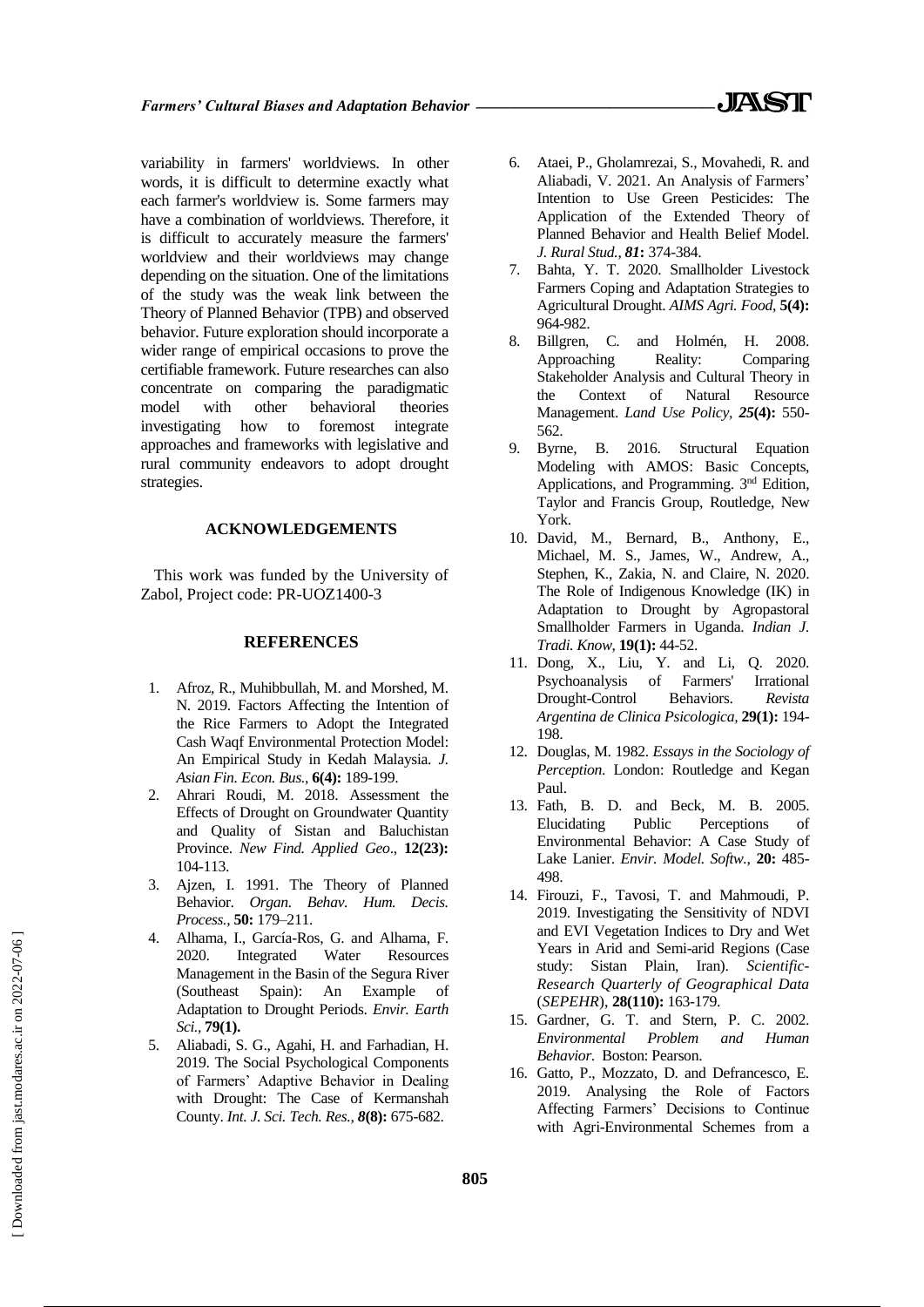variability in farmers' worldviews. In other words, it is difficult to determine exactly what each farmer's worldview is. Some farmers may have a combination of worldviews. Therefore, it is difficult to accurately measure the farmers' worldview and their worldviews may change depending on the situation. One of the limitations of the study was the weak link between the Theory of Planned Behavior (TPB) and observed behavior. Future exploration should incorporate a wider range of empirical occasions to prove the certifiable framework. Future researches can also concentrate on comparing the paradigmatic model with other behavioral theories investigating how to foremost integrate approaches and frameworks with legislative and rural community endeavors to adopt drought strategies.

## ACKNOWLEDGEMENTS

This work was funded by the University of Zabol, Project code: PR-UOZ1400-3

## REFERENCES

1. Afroz, R., Muhibbullah, M. and Morshed, M. N. 2019. Factors Affecting the Intention of the Rice Farmers to Adopt the Integrated Cash Waqf Environmental Protection Model: An Empirical Study in Kedah Malaysia. *J. Asian Fin. Econ. Bus.*, **6(4):** 189-199.
2. Ahrari Roudi, M. 2018. Assessment the Effects of Drought on Groundwater Quantity and Quality of Sistan and Baluchistan Province. *New Find. Applied Geo*., **12(23):** 104-113.
3. Ajzen, I. 1991. The Theory of Planned Behavior. *Organ. Behav. Hum. Decis. Process.*, **50:** 179–211.
4. Alhama, I., García-Ros, G. and Alhama, F. 2020. Integrated Water Resources Management in the Basin of the Segura River (Southeast Spain): An Example of Adaptation to Drought Periods. *Envir. Earth Sci.*, **79(1).**
5. Aliabadi, S. G., Agahi, H. and Farhadian, H. 2019. The Social Psychological Components of Farmers' Adaptive Behavior in Dealing with Drought: The Case of Kermanshah County. *Int. J. Sci. Tech. Res.*, ***8*(8):** 675-682.
6. Ataei, P., Gholamrezai, S., Movahedi, R. and Aliabadi, V. 2021. An Analysis of Farmers' Intention to Use Green Pesticides: The Application of the Extended Theory of Planned Behavior and Health Belief Model. *J. Rural Stud.*, ***81*:** 374-384.
7. Bahta, Y. T. 2020. Smallholder Livestock Farmers Coping and Adaptation Strategies to Agricultural Drought. *AIMS Agri. Food*, **5(4):** 964-982.
8. Billgren, C. and Holmén, H. 2008. Approaching Reality: Comparing Stakeholder Analysis and Cultural Theory in the Context of Natural Resource Management. *Land Use Policy*, ***25*(4):** 550-562.
9. Byrne, B. 2016. Structural Equation Modeling with AMOS: Basic Concepts, Applications, and Programming. 3rd Edition, Taylor and Francis Group, Routledge, New York.
10. David, M., Bernard, B., Anthony, E., Michael, M. S., James, W., Andrew, A., Stephen, K., Zakia, N. and Claire, N. 2020. The Role of Indigenous Knowledge (IK) in Adaptation to Drought by Agropastoral Smallholder Farmers in Uganda. *Indian J. Tradi. Know*, **19(1):** 44-52.
11. Dong, X., Liu, Y. and Li, Q. 2020. Psychoanalysis of Farmers' Irrational Drought-Control Behaviors. *Revista Argentina de Clinica Psicologica*, **29(1):** 194-198.
12. Douglas, M. 1982. *Essays in the Sociology of Perception*. London: Routledge and Kegan Paul.
13. Fath, B. D. and Beck, M. B. 2005. Elucidating Public Perceptions of Environmental Behavior: A Case Study of Lake Lanier. *Envir. Model. Softw.*, **20:** 485-498.
14. Firouzi, F., Tavosi, T. and Mahmoudi, P. 2019. Investigating the Sensitivity of NDVI and EVI Vegetation Indices to Dry and Wet Years in Arid and Semi-arid Regions (Case study: Sistan Plain, Iran). *Scientific-Research Quarterly of Geographical Data* (*SEPEHR*), **28(110):** 163-179.
15. Gardner, G. T. and Stern, P. C. 2002. *Environmental Problem and Human Behavior*. Boston: Pearson.
16. Gatto, P., Mozzato, D. and Defrancesco, E. 2019. Analysing the Role of Factors Affecting Farmers' Decisions to Continue with Agri-Environmental Schemes from a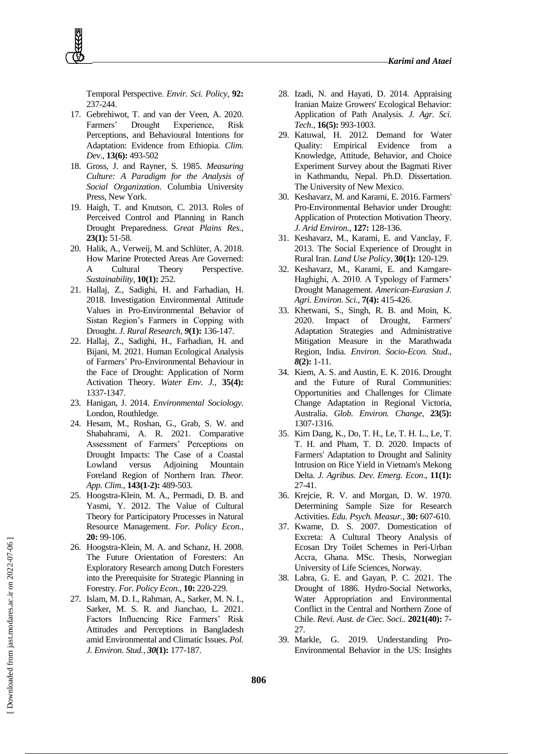Temporal Perspective. *Envir. Sci. Policy,* **92:** 237-244.

17. Gebrehiwot, T. and van der Veen, A. 2020. Farmers' Drought Experience, Risk Perceptions, and Behavioural Intentions for Adaptation: Evidence from Ethiopia. *Clim. Dev*., **13(6):** 493-502
18. Gross, J. and Rayner, S. 1985. *Measuring Culture: A Paradigm for the Analysis of Social Organization*. Columbia University Press, New York.
19. Haigh, T. and Knutson, C. 2013. Roles of Perceived Control and Planning in Ranch Drought Preparedness. *Great Plains Res.,* **23(1):** 51-58.
20. Halik, A., Verweij, M. and Schlüter, A. 2018. How Marine Protected Areas Are Governed: A Cultural Theory Perspective. *Sustainability,* **10(1):** 252.
21. Hallaj, Z., Sadighi, H. and Farhadian, H. 2018. Investigation Environmental Attitude Values in Pro-Environmental Behavior of Sistan Region's Farmers in Copping with Drought. *J. Rural Research, 9***(1):** 136-147.
22. Hallaj, Z., Sadighi, H., Farhadian, H. and Bijani, M. 2021. Human Ecological Analysis of Farmers' Pro-Environmental Behaviour in the Face of Drought: Application of Norm Activation Theory. *Water Env. J.,* **35(4):** 1337-1347.
23. Hanigan, J. 2014. *Environmental Sociology*. London, Routhledge.
24. Hesam, M., Roshan, G., Grab, S. W. and Shabahrami, A. R. 2021. Comparative Assessment of Farmers' Perceptions on Drought Impacts: The Case of a Coastal Lowland versus Adjoining Mountain Foreland Region of Northern Iran. *Theor. App. Clim.*, **143(1-2):** 489-503.
25. Hoogstra-Klein, M. A., Permadi, D. B. and Yasmi, Y. 2012. The Value of Cultural Theory for Participatory Processes in Natural Resource Management. *For. Policy Econ.,* **20:** 99-106.
26. Hoogstra-Klein, M. A. and Schanz, H. 2008. The Future Orientation of Foresters: An Exploratory Research among Dutch Foresters into the Prerequisite for Strategic Planning in Forestry. *For. Policy Econ.,* **10:** 220-229.
27. Islam, M. D. I., Rahman, A., Sarker, M. N. I., Sarker, M. S. R. and Jianchao, L. 2021. Factors Influencing Rice Farmers' Risk Attitudes and Perceptions in Bangladesh amid Environmental and Climatic Issues. *Pol. J. Environ. Stud., 30***(1):** 177-187.
28. Izadi, N. and Hayati, D. 2014. Appraising Iranian Maize Growers' Ecological Behavior: Application of Path Analysis. *J. Agr. Sci. Tech*., **16(5):** 993-1003.
29. Katuwal, H. 2012. Demand for Water Quality: Empirical Evidence from a Knowledge, Attitude, Behavior, and Choice Experiment Survey about the Bagmati River in Kathmandu, Nepal. Ph.D. Dissertation. The University of New Mexico.
30. Keshavarz, M. and Karami, E. 2016. Farmers' Pro-Environmental Behavior under Drought: Application of Protection Motivation Theory. *J. Arid Environ*., **127:** 128-136.
31. Keshavarz, M., Karami, E. and Vanclay, F. 2013. The Social Experience of Drought in Rural Iran. *Land Use Policy*, **30(1):** 120-129.
32. Keshavarz, M., Karami, E. and Kamgare-Haghighi, A. 2010. A Typology of Farmers' Drought Management. *American-Eurasian J. Agri. Environ. Sci.,* **7(4):** 415-426.
33. Khetwani, S., Singh, R. B. and Moin, K. 2020. Impact of Drought, Farmers' Adaptation Strategies and Administrative Mitigation Measure in the Marathwada Region, India. *Environ. Socio-Econ. Stud., 8***(2):** 1-11.
34. Kiem, A. S. and Austin, E. K. 2016. Drought and the Future of Rural Communities: Opportunities and Challenges for Climate Change Adaptation in Regional Victoria, Australia. *Glob. Environ. Change*, **23(5):** 1307-1316.
35. Kim Dang, K., Do, T. H., Le, T. H. L., Le, T. T. H. and Pham, T. D. 2020. Impacts of Farmers' Adaptation to Drought and Salinity Intrusion on Rice Yield in Vietnam's Mekong Delta. *J. Agribus. Dev. Emerg. Econ*., **11(1):** 27-41.
36. Krejcie, R. V. and Morgan, D. W. 1970. Determining Sample Size for Research Activities. *Edu. Psych. Measur.,* **30:** 607-610.
37. Kwame, D. S. 2007. Domestication of Excreta: A Cultural Theory Analysis of Ecosan Dry Toilet Schemes in Peri-Urban Accra, Ghana. MSc. Thesis, Norwegian University of Life Sciences, Norway.
38. Labra, G. E. and Gayan, P. C. 2021. The Drought of 1886. Hydro-Social Networks, Water Appropriation and Environmental Conflict in the Central and Northern Zone of Chile. *Revi. Aust. de Ciec. Soci..* **2021(40):** 7-27.
39. Markle, G. 2019. Understanding Pro-Environmental Behavior in the US: Insights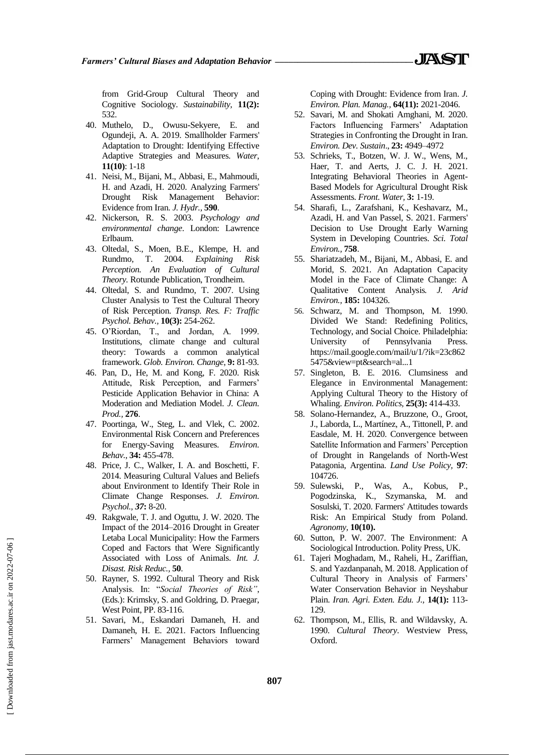from Grid-Group Cultural Theory and Cognitive Sociology. *Sustainability,* **11(2):** 532.

40. Muthelo, D., Owusu-Sekyere, E. and Ogundeji, A. A. 2019. Smallholder Farmers' Adaptation to Drought: Identifying Effective Adaptive Strategies and Measures. *Water,* **11(10)**: 1-18
41. Neisi, M., Bijani, M., Abbasi, E., Mahmoudi, H. and Azadi, H. 2020. Analyzing Farmers' Drought Risk Management Behavior: Evidence from Iran. *J. Hydr.,* **590**.
42. Nickerson, R. S. 2003. *Psychology and environmental change*. London: Lawrence Erlbaum.
43. Oltedal, S., Moen, B.E., Klempe, H. and Rundmo, T. 2004. *Explaining Risk Perception. An Evaluation of Cultural Theory.* Rotunde Publication, Trondheim.
44. Oltedal, S. and Rundmo, T. 2007. Using Cluster Analysis to Test the Cultural Theory of Risk Perception. *Transp. Res. F: Traffic Psychol. Behav.,* **10(3):** 254-262.
45. O'Riordan, T., and Jordan, A. 1999. Institutions, climate change and cultural theory: Towards a common analytical framework. *Glob. Environ. Change*, **9:** 81-93.
46. Pan, D., He, M. and Kong, F. 2020. Risk Attitude, Risk Perception, and Farmers' Pesticide Application Behavior in China: A Moderation and Mediation Model. *J. Clean. Prod.,* **276**.
47. Poortinga, W., Steg, L. and Vlek, C. 2002. Environmental Risk Concern and Preferences for Energy-Saving Measures. *Environ. Behav.,* **34:** 455-478.
48. Price, J. C., Walker, I. A. and Boschetti, F. 2014. Measuring Cultural Values and Beliefs about Environment to Identify Their Role in Climate Change Responses. *J. Environ. Psychol., 37***:** 8-20.
49. Rakgwale, T. J. and Oguttu, J. W. 2020. The Impact of the 2014–2016 Drought in Greater Letaba Local Municipality: How the Farmers Coped and Factors that Were Significantly Associated with Loss of Animals. *Int. J. Disast. Risk Reduc.,* **50**.
50. Rayner, S. 1992. Cultural Theory and Risk Analysis. In: "*Social Theories of Risk"*, (Eds.): Krimsky, S. and Goldring, D. Praegar, West Point, PP. 83-116.
51. Savari, M., Eskandari Damaneh, H. and Damaneh, H. E. 2021. Factors Influencing Farmers' Management Behaviors toward Coping with Drought: Evidence from Iran. *J. Environ. Plan. Manag.,* **64(11):** 2021-2046.
52. Savari, M. and Shokati Amghani, M. 2020. Factors Influencing Farmers' Adaptation Strategies in Confronting the Drought in Iran. *Environ. Dev. Sustain*., **23:** 4949–4972
53. Schrieks, T., Botzen, W. J. W., Wens, M., Haer, T. and Aerts, J. C. J. H. 2021. Integrating Behavioral Theories in Agent-Based Models for Agricultural Drought Risk Assessments. *Front. Water,* **3:** 1-19.
54. Sharafi, L., Zarafshani, K., Keshavarz, M., Azadi, H. and Van Passel, S. 2021. Farmers' Decision to Use Drought Early Warning System in Developing Countries. *Sci. Total Environ.,* **758**.
55. Shariatzadeh, M., Bijani, M., Abbasi, E. and Morid, S. 2021. An Adaptation Capacity Model in the Face of Climate Change: A Qualitative Content Analysis*. J. Arid Environ.,* **185:** 104326.
56. Schwarz, M. and Thompson, M. 1990. Divided We Stand: Redefining Politics, Technology, and Social Choice. Philadelphia: University of Pennsylvania Press. https://mail.google.com/mail/u/1/?ik=23c8625475&view=pt&search=al...1
57. Singleton, B. E. 2016. Clumsiness and Elegance in Environmental Management: Applying Cultural Theory to the History of Whaling. *Environ. Politics*, **25(3):** 414-433.
58. Solano-Hernandez, A., Bruzzone, O., Groot, J., Laborda, L., Martínez, A., Tittonell, P. and Easdale, M. H. 2020. Convergence between Satellite Information and Farmers' Perception of Drought in Rangelands of North-West Patagonia, Argentina. *Land Use Policy,* **97**: 104726.
59. Sulewski, P., Was, A., Kobus, P., Pogodzinska, K., Szymanska, M. and Sosulski, T. 2020. Farmers' Attitudes towards Risk: An Empirical Study from Poland. *Agronomy,* **10(10).**
60. Sutton, P. W. 2007. The Environment: A Sociological Introduction. Polity Press, UK.
61. Tajeri Moghadam, M., Raheli, H., Zariffian, S. and Yazdanpanah, M. 2018. Application of Cultural Theory in Analysis of Farmers' Water Conservation Behavior in Neyshabur Plain. *Iran. Agri. Exten. Edu. J.,* **14(1):** 113-129.
62. Thompson, M., Ellis, R. and Wildavsky, A. 1990. *Cultural Theory*. Westview Press, Oxford.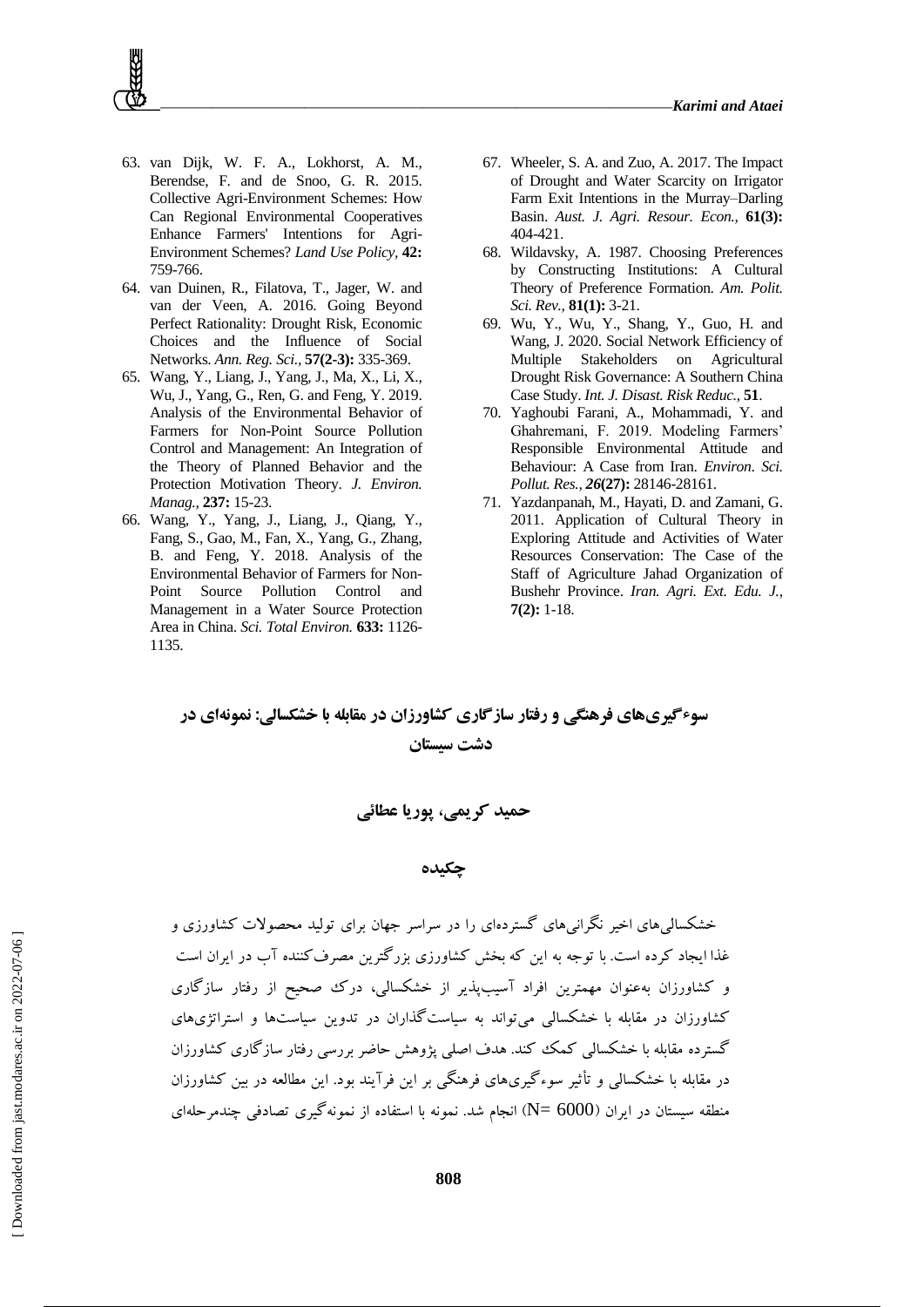63. van Dijk, W. F. A., Lokhorst, A. M., Berendse, F. and de Snoo, G. R. 2015. Collective Agri-Environment Schemes: How Can Regional Environmental Cooperatives Enhance Farmers' Intentions for Agri-Environment Schemes? *Land Use Policy*, **42:** 759-766.
64. van Duinen, R., Filatova, T., Jager, W. and van der Veen, A. 2016. Going Beyond Perfect Rationality: Drought Risk, Economic Choices and the Influence of Social Networks. *Ann. Reg. Sci.*, **57(2-3):** 335-369.
65. Wang, Y., Liang, J., Yang, J., Ma, X., Li, X., Wu, J., Yang, G., Ren, G. and Feng, Y. 2019. Analysis of the Environmental Behavior of Farmers for Non-Point Source Pollution Control and Management: An Integration of the Theory of Planned Behavior and the Protection Motivation Theory. *J. Environ. Manag.*, **237:** 15-23.
66. Wang, Y., Yang, J., Liang, J., Qiang, Y., Fang, S., Gao, M., Fan, X., Yang, G., Zhang, B. and Feng, Y. 2018. Analysis of the Environmental Behavior of Farmers for Non-Point Source Pollution Control and Management in a Water Source Protection Area in China. *Sci. Total Environ.* **633:** 1126-1135.
67. Wheeler, S. A. and Zuo, A. 2017. The Impact of Drought and Water Scarcity on Irrigator Farm Exit Intentions in the Murray–Darling Basin. *Aust. J. Agri. Resour. Econ.*, **61(3):** 404-421.
68. Wildavsky, A. 1987. Choosing Preferences by Constructing Institutions: A Cultural Theory of Preference Formation. *Am. Polit. Sci. Rev.*, **81(1):** 3-21.
69. Wu, Y., Wu, Y., Shang, Y., Guo, H. and Wang, J. 2020. Social Network Efficiency of Multiple Stakeholders on Agricultural Drought Risk Governance: A Southern China Case Study. *Int. J. Disast. Risk Reduc.*, **51**.
70. Yaghoubi Farani, A., Mohammadi, Y. and Ghahremani, F. 2019. Modeling Farmers' Responsible Environmental Attitude and Behaviour: A Case from Iran. *Environ. Sci. Pollut. Res.*, ***26*(27):** 28146-28161.
71. Yazdanpanah, M., Hayati, D. and Zamani, G. 2011. Application of Cultural Theory in Exploring Attitude and Activities of Water Resources Conservation: The Case of the Staff of Agriculture Jahad Organization of Bushehr Province. *Iran. Agri. Ext. Edu. J.*, **7(2):** 1-18.

# سوءگیری‌های فرهنگی و رفتار سازگاری کشاورزان در مقابله با خشکسالی: نمونه‌ای در دشت سیستان

**حمید کریمی، پوریا عطائی**

## چکیده

خشکسالی‌های اخیر نگرانی‌های گسترده‌ای را در سراسر جهان برای تولید محصولات کشاورزی و غذا ایجاد کرده است. با توجه به این که بخش کشاورزی بزرگترین مصرف‌کننده آب در ایران است و کشاورزان به‌عنوان مهمترین افراد آسیب‌پذیر از خشکسالی، درک صحیح از رفتار سازگاری کشاورزان در مقابله با خشکسالی می‌تواند به سیاست‌گذاران در تدوین سیاست‌ها و استراتژی‌های گسترده مقابله با خشکسالی کمک کند. هدف اصلی پژوهش حاضر بررسی رفتار سازگاری کشاورزان در مقابله با خشکسالی و تأثیر سوءگیری‌های فرهنگی بر این فرآیند بود. این مطالعه در بین کشاورزان منطقه سیستان در ایران ($N= 6000$) انجام شد. نمونه با استفاده از نمونه‌گیری تصادفی چندمرحله‌ای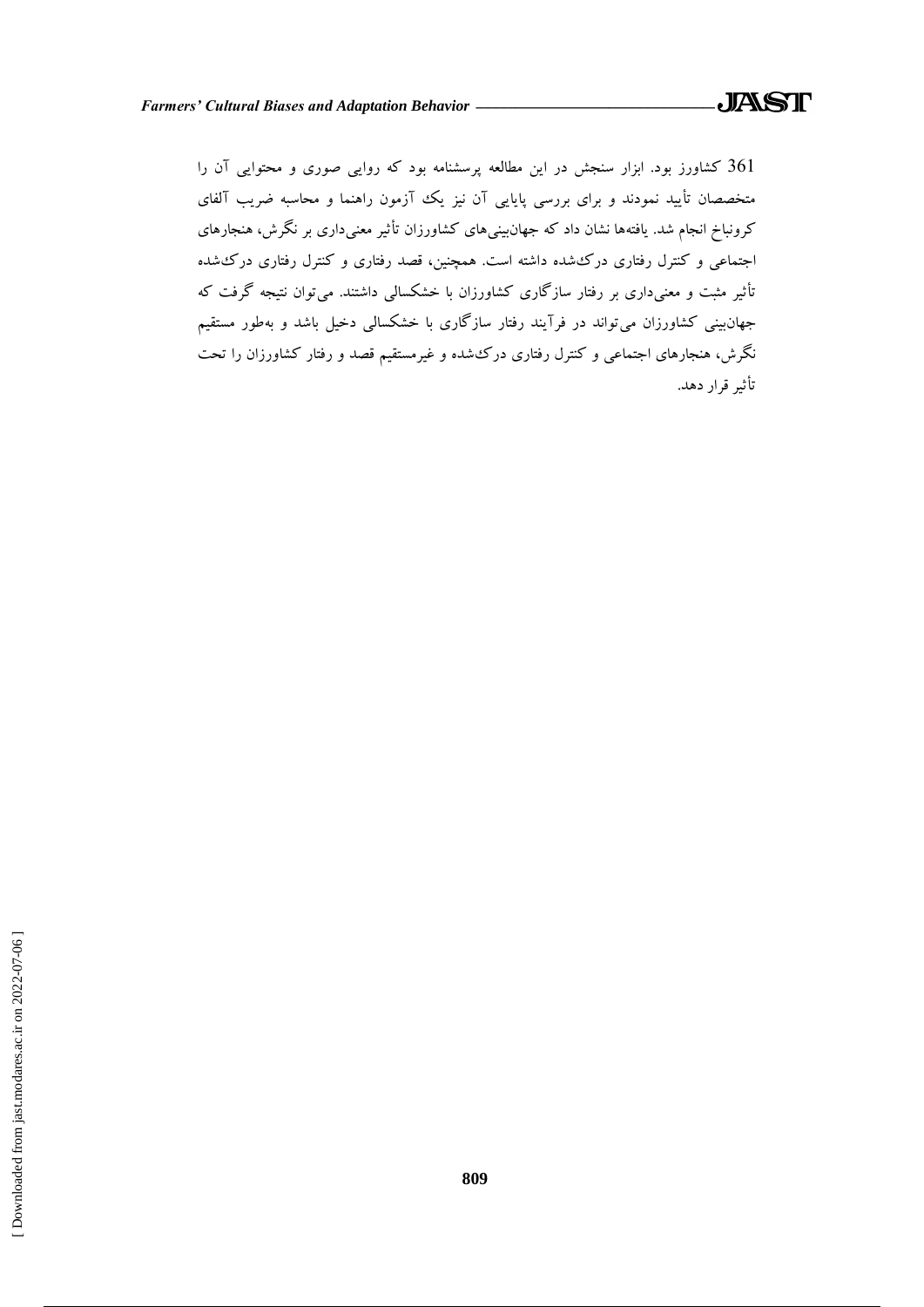361 کشاورز بود. ابزار سنجش در این مطالعه پرسشنامه بود که روایی صوری و محتوایی آن را متخصصان تأیید نمودند و برای بررسی پایایی آن نیز یک آزمون راهنما و محاسبه ضریب آلفای کرونباخ انجام شد. یافته‌ها نشان داد که جهان‌بینی‌های کشاورزان تأثیر معنی‌داری بر نگرش، هنجارهای اجتماعی و کنترل رفتاری درک‌شده داشته است. همچنین، قصد رفتاری و کنترل رفتاری درک‌شده تأثیر مثبت و معنی‌داری بر رفتار سازگاری کشاورزان با خشکسالی داشتند. می‌توان نتیجه گرفت که جهان‌بینی کشاورزان می‌تواند در فرآیند رفتار سازگاری با خشکسالی دخیل باشد و به‌طور مستقیم نگرش، هنجارهای اجتماعی و کنترل رفتاری درک‌شده و غیرمستقیم قصد و رفتار کشاورزان را تحت تأثیر قرار دهد.